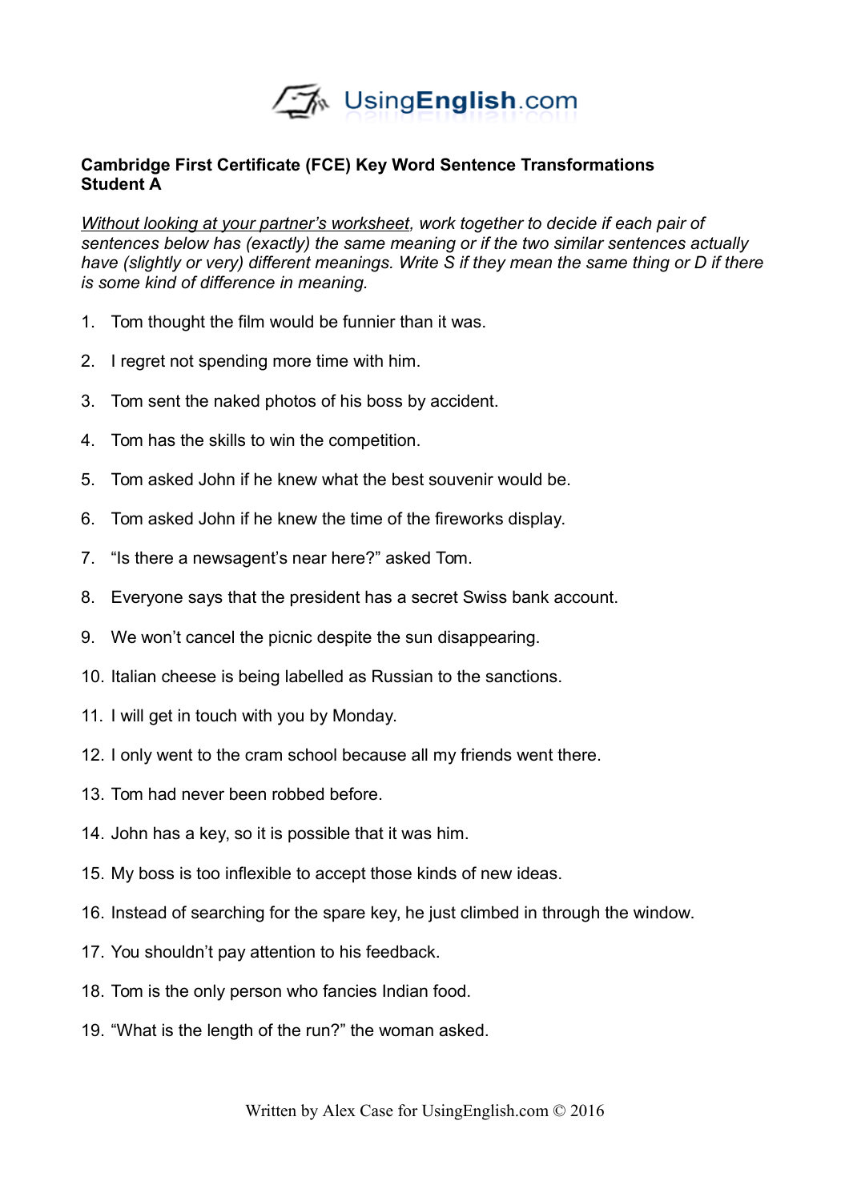UsingEnglish.com

**Cambridge First Certificate (FCE) Key Word Sentence Transformations**
**Student A**

*Without looking at your partner's worksheet, work together to decide if each pair of sentences below has (exactly) the same meaning or if the two similar sentences actually have (slightly or very) different meanings. Write S if they mean the same thing or D if there is some kind of difference in meaning.*

1. Tom thought the film would be funnier than it was.
2. I regret not spending more time with him.
3. Tom sent the naked photos of his boss by accident.
4. Tom has the skills to win the competition.
5. Tom asked John if he knew what the best souvenir would be.
6. Tom asked John if he knew the time of the fireworks display.
7. "Is there a newsagent's near here?" asked Tom.
8. Everyone says that the president has a secret Swiss bank account.
9. We won't cancel the picnic despite the sun disappearing.
10. Italian cheese is being labelled as Russian to the sanctions.
11. I will get in touch with you by Monday.
12. I only went to the cram school because all my friends went there.
13. Tom had never been robbed before.
14. John has a key, so it is possible that it was him.
15. My boss is too inflexible to accept those kinds of new ideas.
16. Instead of searching for the spare key, he just climbed in through the window.
17. You shouldn't pay attention to his feedback.
18. Tom is the only person who fancies Indian food.
19. "What is the length of the run?" the woman asked.

Written by Alex Case for UsingEnglish.com © 2016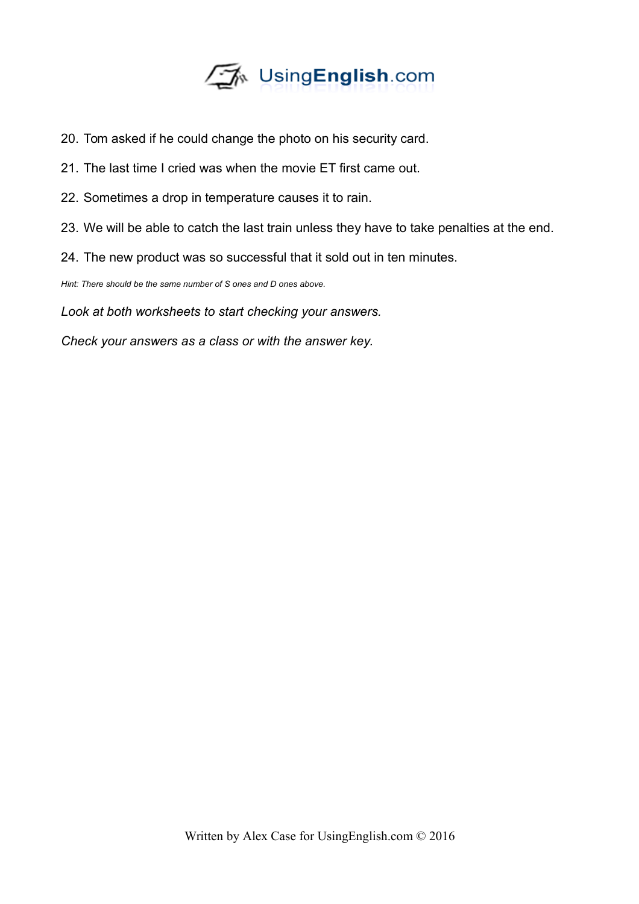20. Tom asked if he could change the photo on his security card.
21. The last time I cried was when the movie ET first came out.
22. Sometimes a drop in temperature causes it to rain.
23. We will be able to catch the last train unless they have to take penalties at the end.
24. The new product was so successful that it sold out in ten minutes.

*Hint: There should be the same number of S ones and D ones above.*

*Look at both worksheets to start checking your answers.*

*Check your answers as a class or with the answer key.*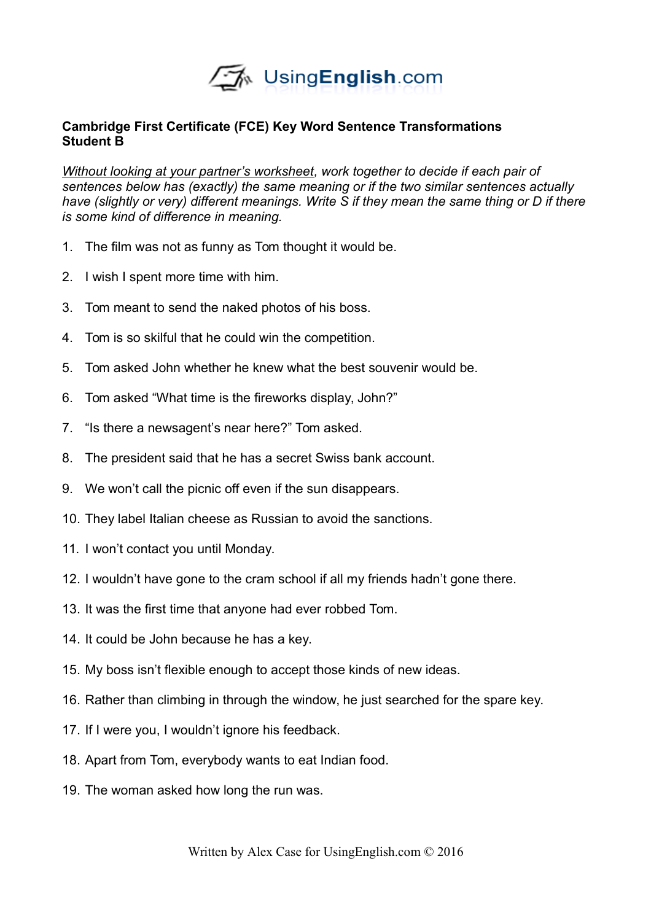UsingEnglish.com

**Cambridge First Certificate (FCE) Key Word Sentence Transformations**
**Student B**

*Without looking at your partner's worksheet, work together to decide if each pair of sentences below has (exactly) the same meaning or if the two similar sentences actually have (slightly or very) different meanings. Write S if they mean the same thing or D if there is some kind of difference in meaning.*

1. The film was not as funny as Tom thought it would be.
2. I wish I spent more time with him.
3. Tom meant to send the naked photos of his boss.
4. Tom is so skilful that he could win the competition.
5. Tom asked John whether he knew what the best souvenir would be.
6. Tom asked "What time is the fireworks display, John?"
7. "Is there a newsagent's near here?" Tom asked.
8. The president said that he has a secret Swiss bank account.
9. We won't call the picnic off even if the sun disappears.
10. They label Italian cheese as Russian to avoid the sanctions.
11. I won't contact you until Monday.
12. I wouldn't have gone to the cram school if all my friends hadn't gone there.
13. It was the first time that anyone had ever robbed Tom.
14. It could be John because he has a key.
15. My boss isn't flexible enough to accept those kinds of new ideas.
16. Rather than climbing in through the window, he just searched for the spare key.
17. If I were you, I wouldn't ignore his feedback.
18. Apart from Tom, everybody wants to eat Indian food.
19. The woman asked how long the run was.

Written by Alex Case for UsingEnglish.com © 2016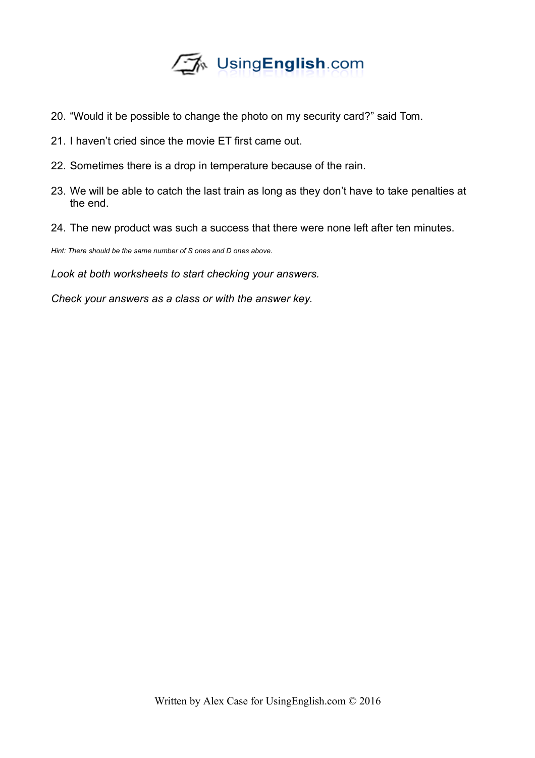20. “Would it be possible to change the photo on my security card?” said Tom.
21. I haven’t cried since the movie ET first came out.
22. Sometimes there is a drop in temperature because of the rain.
23. We will be able to catch the last train as long as they don’t have to take penalties at the end.
24. The new product was such a success that there were none left after ten minutes.

*Hint: There should be the same number of S ones and D ones above.*

*Look at both worksheets to start checking your answers.*

*Check your answers as a class or with the answer key.*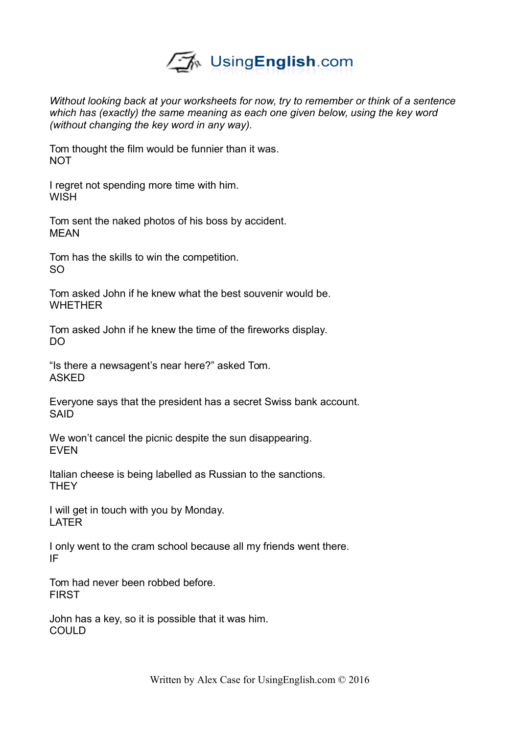*Without looking back at your worksheets for now, try to remember or think of a sentence which has (exactly) the same meaning as each one given below, using the key word (without changing the key word in any way).*

Tom thought the film would be funnier than it was.
NOT

I regret not spending more time with him.
WISH

Tom sent the naked photos of his boss by accident.
MEAN

Tom has the skills to win the competition.
SO

Tom asked John if he knew what the best souvenir would be.
WHETHER

Tom asked John if he knew the time of the fireworks display.
DO

"Is there a newsagent's near here?" asked Tom.
ASKED

Everyone says that the president has a secret Swiss bank account.
SAID

We won't cancel the picnic despite the sun disappearing.
EVEN

Italian cheese is being labelled as Russian to the sanctions.
THEY

I will get in touch with you by Monday.
LATER

I only went to the cram school because all my friends went there.
IF

Tom had never been robbed before.
FIRST

John has a key, so it is possible that it was him.
COULD

Written by Alex Case for UsingEnglish.com © 2016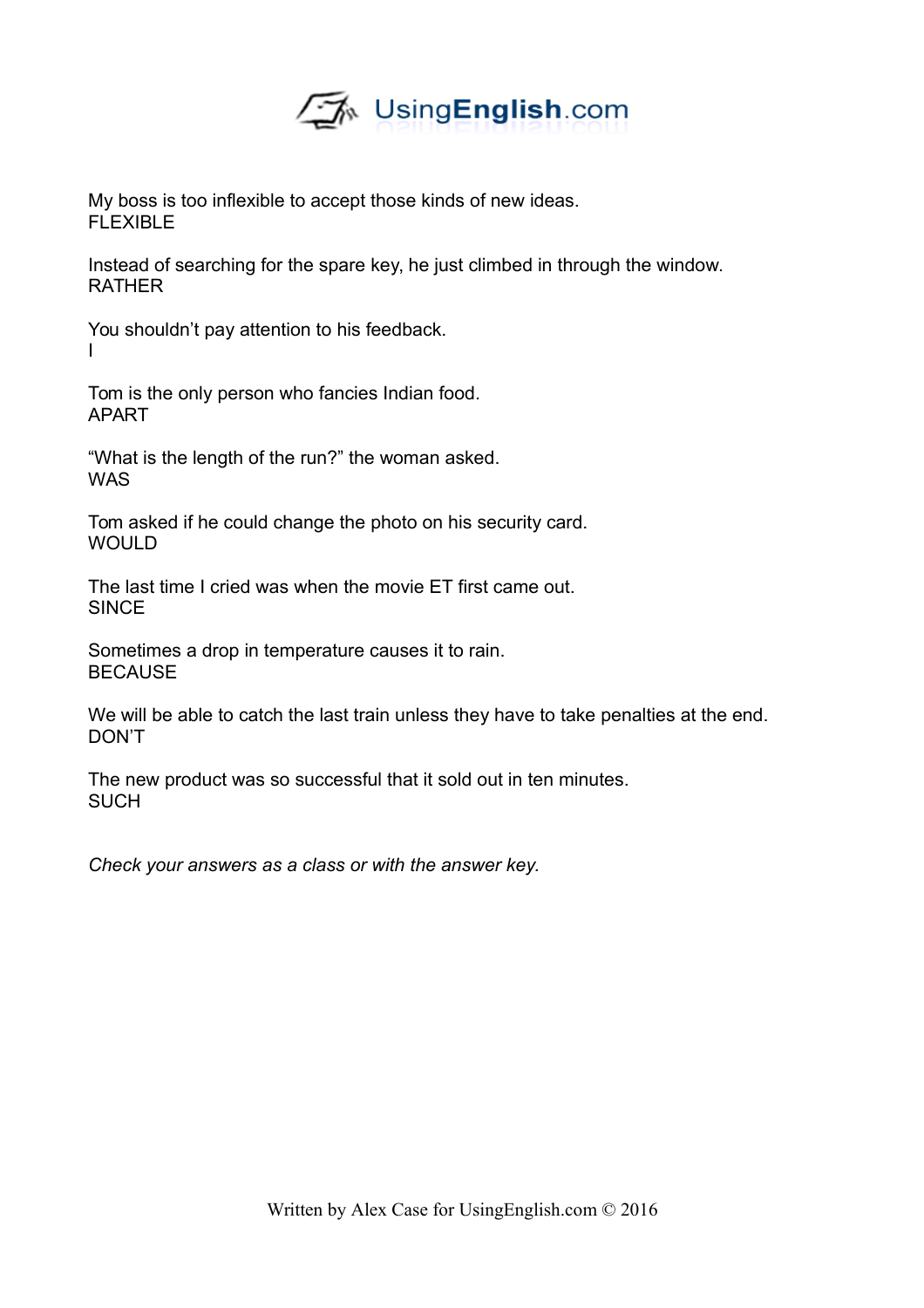My boss is too inflexible to accept those kinds of new ideas.
FLEXIBLE

Instead of searching for the spare key, he just climbed in through the window.
RATHER

You shouldn't pay attention to his feedback.
I

Tom is the only person who fancies Indian food.
APART

"What is the length of the run?" the woman asked.
WAS

Tom asked if he could change the photo on his security card.
WOULD

The last time I cried was when the movie ET first came out.
SINCE

Sometimes a drop in temperature causes it to rain.
BECAUSE

We will be able to catch the last train unless they have to take penalties at the end.
DON'T

The new product was so successful that it sold out in ten minutes.
SUCH

*Check your answers as a class or with the answer key.*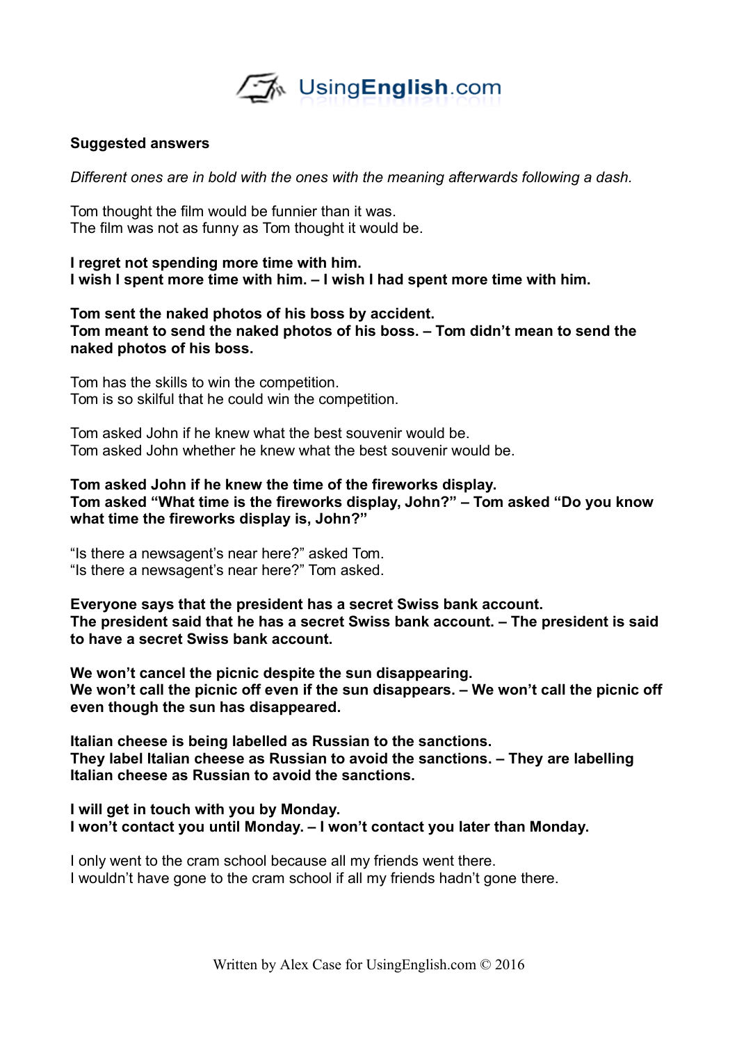**Suggested answers**

*Different ones are in bold with the ones with the meaning afterwards following a dash.*

Tom thought the film would be funnier than it was.
The film was not as funny as Tom thought it would be.

**I regret not spending more time with him.**
**I wish I spent more time with him. – I wish I had spent more time with him.**

**Tom sent the naked photos of his boss by accident.**
**Tom meant to send the naked photos of his boss. – Tom didn't mean to send the naked photos of his boss.**

Tom has the skills to win the competition.
Tom is so skilful that he could win the competition.

Tom asked John if he knew what the best souvenir would be.
Tom asked John whether he knew what the best souvenir would be.

**Tom asked John if he knew the time of the fireworks display.**
**Tom asked "What time is the fireworks display, John?" – Tom asked "Do you know what time the fireworks display is, John?"**

"Is there a newsagent's near here?" asked Tom.
"Is there a newsagent's near here?" Tom asked.

**Everyone says that the president has a secret Swiss bank account.**
**The president said that he has a secret Swiss bank account. – The president is said to have a secret Swiss bank account.**

**We won't cancel the picnic despite the sun disappearing.**
**We won't call the picnic off even if the sun disappears. – We won't call the picnic off even though the sun has disappeared.**

**Italian cheese is being labelled as Russian to the sanctions.**
**They label Italian cheese as Russian to avoid the sanctions. – They are labelling Italian cheese as Russian to avoid the sanctions.**

**I will get in touch with you by Monday.**
**I won't contact you until Monday. – I won't contact you later than Monday.**

I only went to the cram school because all my friends went there.
I wouldn't have gone to the cram school if all my friends hadn't gone there.

Written by Alex Case for UsingEnglish.com © 2016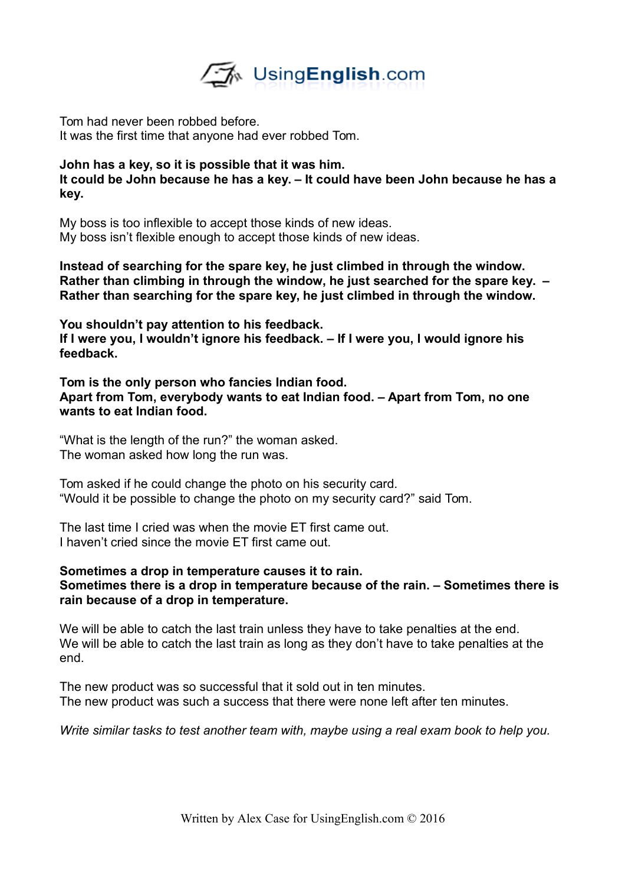Tom had never been robbed before.
It was the first time that anyone had ever robbed Tom.

**John has a key, so it is possible that it was him.**
**It could be John because he has a key. – It could have been John because he has a key.**

My boss is too inflexible to accept those kinds of new ideas.
My boss isn't flexible enough to accept those kinds of new ideas.

**Instead of searching for the spare key, he just climbed in through the window.**
**Rather than climbing in through the window, he just searched for the spare key. – Rather than searching for the spare key, he just climbed in through the window.**

**You shouldn't pay attention to his feedback.**
**If I were you, I wouldn't ignore his feedback. – If I were you, I would ignore his feedback.**

**Tom is the only person who fancies Indian food.**
**Apart from Tom, everybody wants to eat Indian food. – Apart from Tom, no one wants to eat Indian food.**

"What is the length of the run?" the woman asked.
The woman asked how long the run was.

Tom asked if he could change the photo on his security card.
"Would it be possible to change the photo on my security card?" said Tom.

The last time I cried was when the movie ET first came out.
I haven't cried since the movie ET first came out.

**Sometimes a drop in temperature causes it to rain.**
**Sometimes there is a drop in temperature because of the rain. – Sometimes there is rain because of a drop in temperature.**

We will be able to catch the last train unless they have to take penalties at the end.
We will be able to catch the last train as long as they don't have to take penalties at the end.

The new product was so successful that it sold out in ten minutes.
The new product was such a success that there were none left after ten minutes.

*Write similar tasks to test another team with, maybe using a real exam book to help you.*